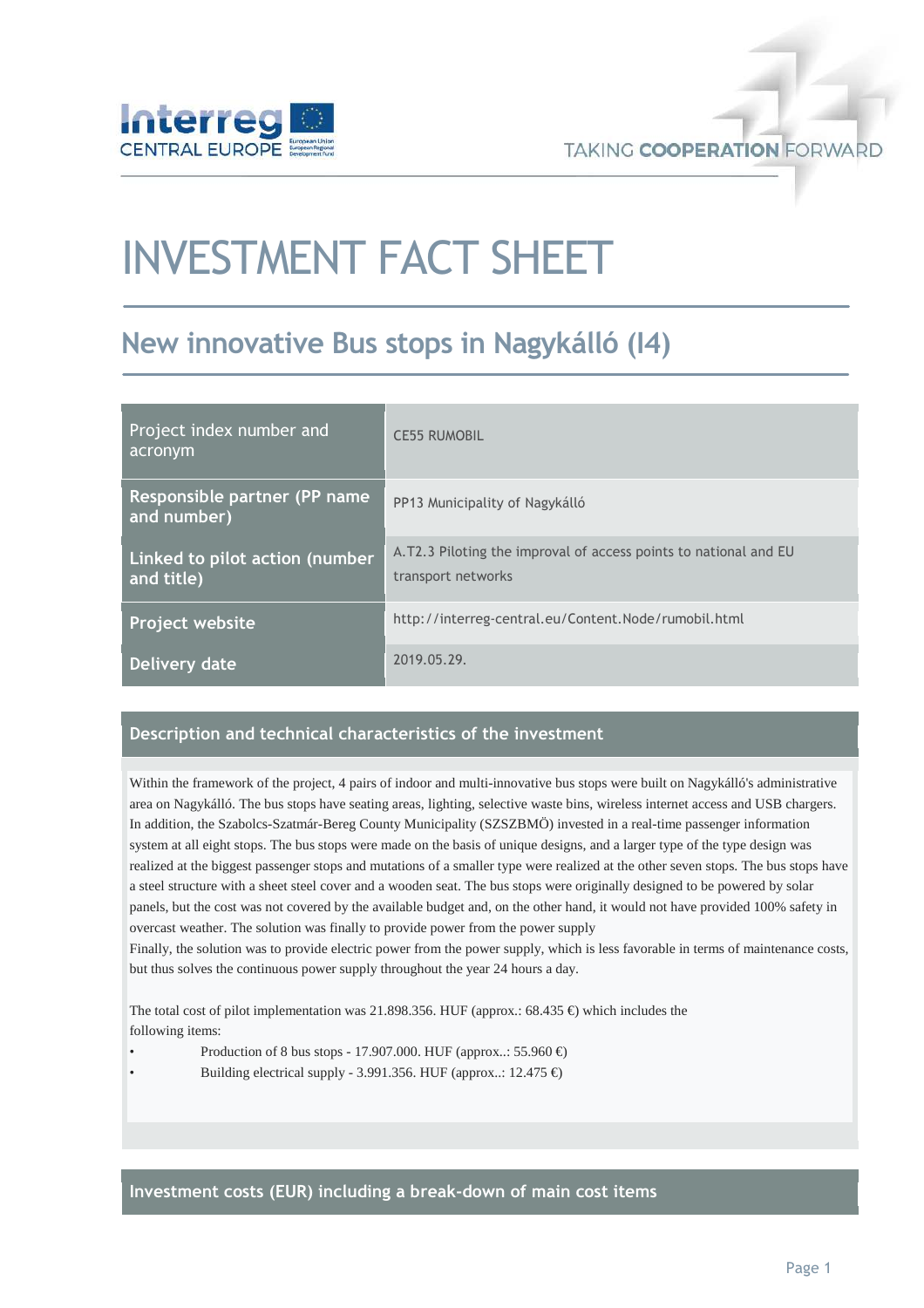# INVESTMENT FACT SHEET

## New innovative Bus stops in Nagykálló (I4)

| | |
|---|---|
| Project index number and acronym | CE55 RUMOBIL |
| Responsible partner (PP name and number) | PP13 Municipality of Nagykálló |
| Linked to pilot action (number and title) | A.T2.3 Piloting the improval of access points to national and EU transport networks |
| Project website | http://interreg-central.eu/Content.Node/rumobil.html |
| Delivery date | 2019.05.29. |

### Description and technical characteristics of the investment

Within the framework of the project, 4 pairs of indoor and multi-innovative bus stops were built on Nagykálló's administrative area on Nagykálló. The bus stops have seating areas, lighting, selective waste bins, wireless internet access and USB chargers. In addition, the Szabolcs-Szatmár-Bereg County Municipality (SZSZBMÖ) invested in a real-time passenger information system at all eight stops. The bus stops were made on the basis of unique designs, and a larger type of the type design was realized at the biggest passenger stops and mutations of a smaller type were realized at the other seven stops. The bus stops have a steel structure with a sheet steel cover and a wooden seat. The bus stops were originally designed to be powered by solar panels, but the cost was not covered by the available budget and, on the other hand, it would not have provided 100% safety in overcast weather. The solution was finally to provide power from the power supply

Finally, the solution was to provide electric power from the power supply, which is less favorable in terms of maintenance costs, but thus solves the continuous power supply throughout the year 24 hours a day.

The total cost of pilot implementation was 21.898.356. HUF (approx.: 68.435 €) which includes the following items:

- Production of 8 bus stops - 17.907.000. HUF (approx..: 55.960 €)
- Building electrical supply - 3.991.356. HUF (approx..: 12.475 €)

### Investment costs (EUR) including a break-down of main cost items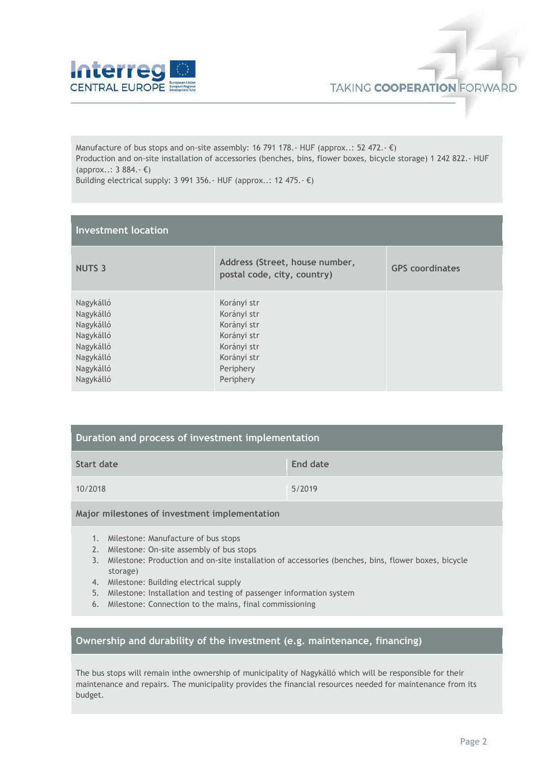Manufacture of bus stops and on-site assembly: 16 791 178.- HUF (approx..: 52 472.- €)
Production and on-site installation of accessories (benches, bins, flower boxes, bicycle storage) 1 242 822.- HUF (approx..: 3 884.- €)
Building electrical supply: 3 991 356.- HUF (approx..: 12 475.- €)

## Investment location

| NUTS 3 | Address (Street, house number, postal code, city, country) | GPS coordinates |
|---|---|---|
| Nagykálló<br>Nagykálló<br>Nagykálló<br>Nagykálló<br>Nagykálló<br>Nagykálló<br>Nagykálló<br>Nagykálló | Korányi str<br>Korányi str<br>Korányi str<br>Korányi str<br>Korányi str<br>Korányi str<br>Periphery<br>Periphery | |

## Duration and process of investment implementation

| Start date | End date |
|---|---|
| 10/2018 | 5/2019 |

### Major milestones of investment implementation

1. Milestone: Manufacture of bus stops
2. Milestone: On-site assembly of bus stops
3. Milestone: Production and on-site installation of accessories (benches, bins, flower boxes, bicycle storage)
4. Milestone: Building electrical supply
5. Milestone: Installation and testing of passenger information system
6. Milestone: Connection to the mains, final commissioning

## Ownership and durability of the investment (e.g. maintenance, financing)

The bus stops will remain inthe ownership of municipality of Nagykálló which will be responsible for their maintenance and repairs. The municipality provides the financial resources needed for maintenance from its budget.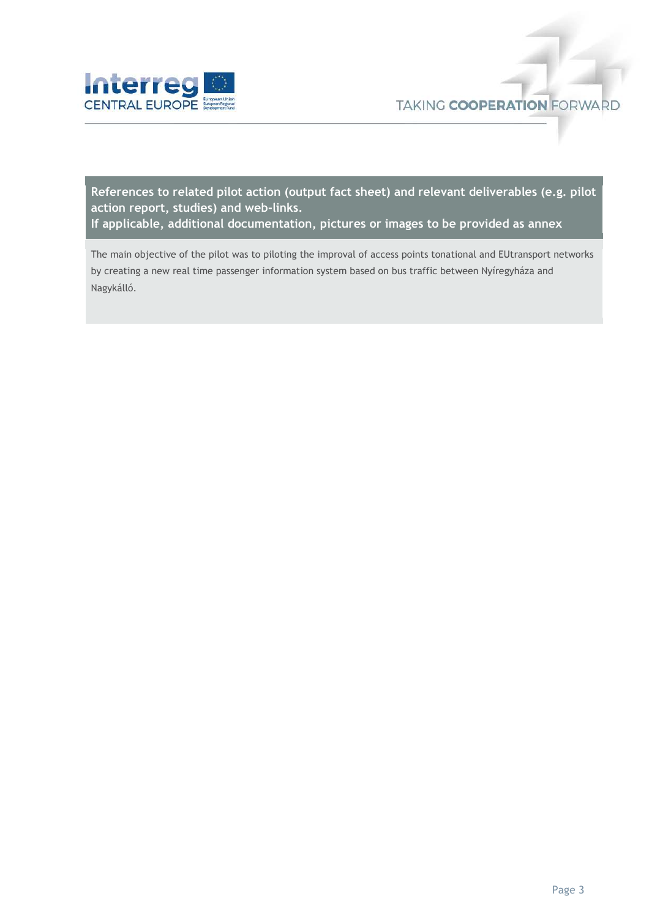**References to related pilot action (output fact sheet) and relevant deliverables (e.g. pilot action report, studies) and web-links.**
**If applicable, additional documentation, pictures or images to be provided as annex**

The main objective of the pilot was to piloting the improval of access points tonational and EUtransport networks by creating a new real time passenger information system based on bus traffic between Nyíregyháza and Nagykálló.